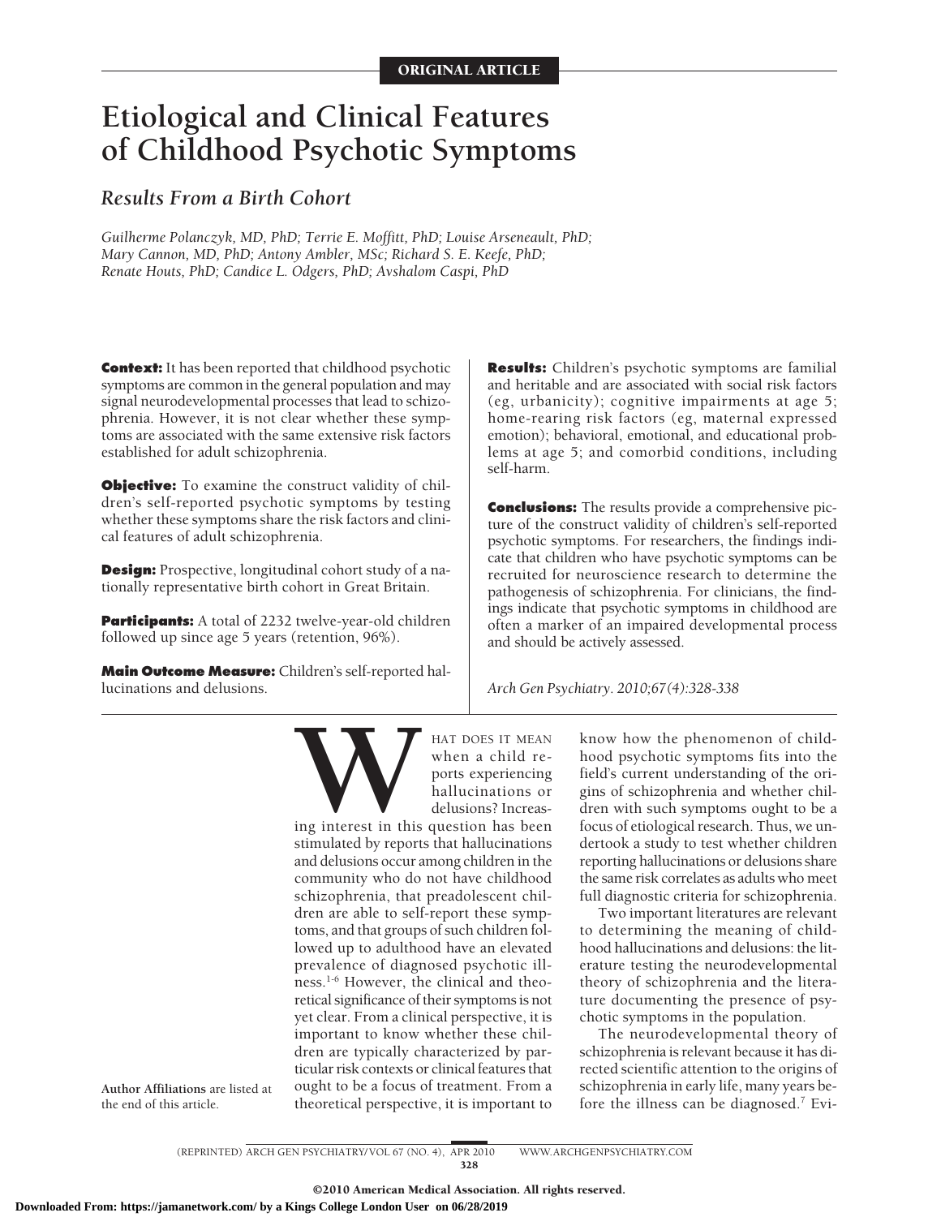ORIGINAL ARTICLE

# Etiological and Clinical Features of Childhood Psychotic Symptoms

## *Results From a Birth Cohort*

*Guilherme Polanczyk, MD, PhD; Terrie E. Moffitt, PhD; Louise Arseneault, PhD; Mary Cannon, MD, PhD; Antony Ambler, MSc; Richard S. E. Keefe, PhD; Renate Houts, PhD; Candice L. Odgers, PhD; Avshalom Caspi, PhD*

**Context:** It has been reported that childhood psychotic symptoms are common in the general population and may signal neurodevelopmental processes that lead to schizophrenia. However, it is not clear whether these symptoms are associated with the same extensive risk factors established for adult schizophrenia.

**Objective:** To examine the construct validity of children's self-reported psychotic symptoms by testing whether these symptoms share the risk factors and clinical features of adult schizophrenia.

**Design:** Prospective, longitudinal cohort study of a nationally representative birth cohort in Great Britain.

**Participants:** A total of 2232 twelve-year-old children followed up since age 5 years (retention, 96%).

**Main Outcome Measure:** Children's self-reported hallucinations and delusions.

**Results:** Children's psychotic symptoms are familial and heritable and are associated with social risk factors (eg, urbanicity); cognitive impairments at age 5; home-rearing risk factors (eg, maternal expressed emotion); behavioral, emotional, and educational problems at age 5; and comorbid conditions, including self-harm.

**Conclusions:** The results provide a comprehensive picture of the construct validity of children's self-reported psychotic symptoms. For researchers, the findings indicate that children who have psychotic symptoms can be recruited for neuroscience research to determine the pathogenesis of schizophrenia. For clinicians, the findings indicate that psychotic symptoms in childhood are often a marker of an impaired developmental process and should be actively assessed.

*Arch Gen Psychiatry. 2010;67(4):328-338*

**Author Affiliations** are listed at the end of this article.

WHAT DOES IT MEAN when a child reports experiencing hallucinations or delusions? Increasing interest in this question has been stimulated by reports that hallucinations and delusions occur among children in the community who do not have childhood schizophrenia, that preadolescent children are able to self-report these symptoms, and that groups of such children followed up to adulthood have an elevated prevalence of diagnosed psychotic illness.[1-6] However, the clinical and theoretical significance of their symptoms is not yet clear. From a clinical perspective, it is important to know whether these children are typically characterized by particular risk contexts or clinical features that ought to be a focus of treatment. From a theoretical perspective, it is important to know how the phenomenon of childhood psychotic symptoms fits into the field's current understanding of the origins of schizophrenia and whether children with such symptoms ought to be a focus of etiological research. Thus, we undertook a study to test whether children reporting hallucinations or delusions share the same risk correlates as adults who meet full diagnostic criteria for schizophrenia.

Two important literatures are relevant to determining the meaning of childhood hallucinations and delusions: the literature testing the neurodevelopmental theory of schizophrenia and the literature documenting the presence of psychotic symptoms in the population.

The neurodevelopmental theory of schizophrenia is relevant because it has directed scientific attention to the origins of schizophrenia in early life, many years before the illness can be diagnosed.[7] Evi-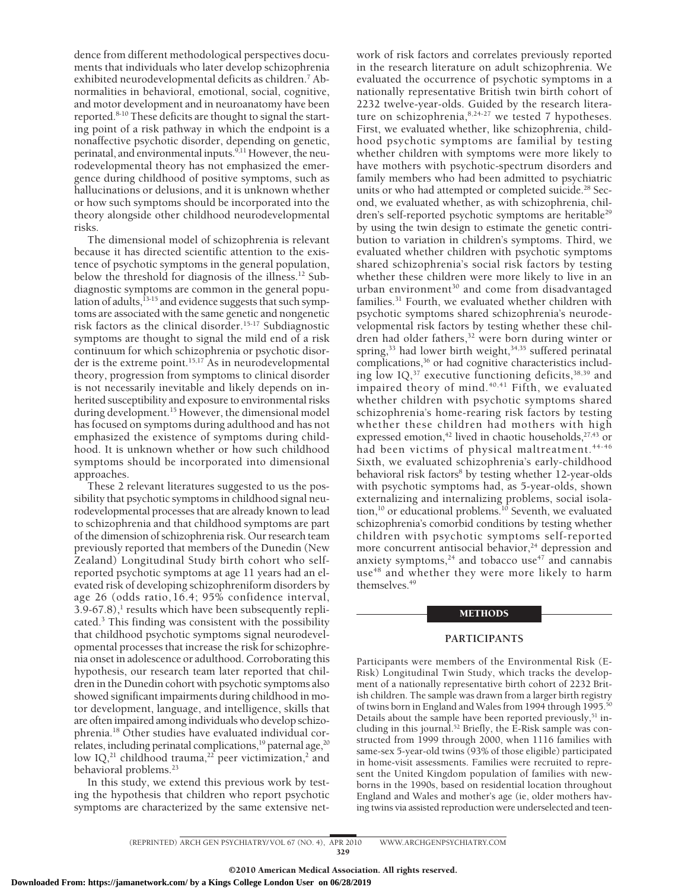dence from different methodological perspectives documents that individuals who later develop schizophrenia exhibited neurodevelopmental deficits as children.[7] Abnormalities in behavioral, emotional, social, cognitive, and motor development and in neuroanatomy have been reported.[8-10] These deficits are thought to signal the starting point of a risk pathway in which the endpoint is a nonaffective psychotic disorder, depending on genetic, perinatal, and environmental inputs.[9,11] However, the neurodevelopmental theory has not emphasized the emergence during childhood of positive symptoms, such as hallucinations or delusions, and it is unknown whether or how such symptoms should be incorporated into the theory alongside other childhood neurodevelopmental risks.

The dimensional model of schizophrenia is relevant because it has directed scientific attention to the existence of psychotic symptoms in the general population, below the threshold for diagnosis of the illness.[12] Subdiagnostic symptoms are common in the general population of adults,[13-15] and evidence suggests that such symptoms are associated with the same genetic and nongenetic risk factors as the clinical disorder.[15-17] Subdiagnostic symptoms are thought to signal the mild end of a risk continuum for which schizophrenia or psychotic disorder is the extreme point.[15,17] As in neurodevelopmental theory, progression from symptoms to clinical disorder is not necessarily inevitable and likely depends on inherited susceptibility and exposure to environmental risks during development.[15] However, the dimensional model has focused on symptoms during adulthood and has not emphasized the existence of symptoms during childhood. It is unknown whether or how such childhood symptoms should be incorporated into dimensional approaches.

These 2 relevant literatures suggested to us the possibility that psychotic symptoms in childhood signal neurodevelopmental processes that are already known to lead to schizophrenia and that childhood symptoms are part of the dimension of schizophrenia risk. Our research team previously reported that members of the Dunedin (New Zealand) Longitudinal Study birth cohort who self-reported psychotic symptoms at age 11 years had an elevated risk of developing schizophreniform disorders by age 26 (odds ratio, 16.4; 95% confidence interval, 3.9-67.8),[1] results which have been subsequently replicated.[3] This finding was consistent with the possibility that childhood psychotic symptoms signal neurodevelopmental processes that increase the risk for schizophrenia onset in adolescence or adulthood. Corroborating this hypothesis, our research team later reported that children in the Dunedin cohort with psychotic symptoms also showed significant impairments during childhood in motor development, language, and intelligence, skills that are often impaired among individuals who develop schizophrenia.[18] Other studies have evaluated individual correlates, including perinatal complications,[19] paternal age,[20] low IQ,[21] childhood trauma,[22] peer victimization,[2] and behavioral problems.[23]

In this study, we extend this previous work by testing the hypothesis that children who report psychotic symptoms are characterized by the same extensive network of risk factors and correlates previously reported in the research literature on adult schizophrenia. We evaluated the occurrence of psychotic symptoms in a nationally representative British twin birth cohort of 2232 twelve-year-olds. Guided by the research literature on schizophrenia,[8,24-27] we tested 7 hypotheses. First, we evaluated whether, like schizophrenia, childhood psychotic symptoms are familial by testing whether children with symptoms were more likely to have mothers with psychotic-spectrum disorders and family members who had been admitted to psychiatric units or who had attempted or completed suicide.[28] Second, we evaluated whether, as with schizophrenia, children's self-reported psychotic symptoms are heritable[29] by using the twin design to estimate the genetic contribution to variation in children's symptoms. Third, we evaluated whether children with psychotic symptoms shared schizophrenia's social risk factors by testing whether these children were more likely to live in an urban environment[30] and come from disadvantaged families.[31] Fourth, we evaluated whether children with psychotic symptoms shared schizophrenia's neurodevelopmental risk factors by testing whether these children had older fathers,[32] were born during winter or spring,[33] had lower birth weight,[34,35] suffered perinatal complications,[36] or had cognitive characteristics including low IQ,[37] executive functioning deficits,[38,39] and impaired theory of mind.[40,41] Fifth, we evaluated whether children with psychotic symptoms shared schizophrenia's home-rearing risk factors by testing whether these children had mothers with high expressed emotion,[42] lived in chaotic households,[27,43] or had been victims of physical maltreatment.[44-46] Sixth, we evaluated schizophrenia's early-childhood behavioral risk factors[8] by testing whether 12-year-olds with psychotic symptoms had, as 5-year-olds, shown externalizing and internalizing problems, social isolation,[10] or educational problems.[10] Seventh, we evaluated schizophrenia's comorbid conditions by testing whether children with psychotic symptoms self-reported more concurrent antisocial behavior,[24] depression and anxiety symptoms,[24] and tobacco use[47] and cannabis use[48] and whether they were more likely to harm themselves.[49]

## METHODS

### PARTICIPANTS

Participants were members of the Environmental Risk (E-Risk) Longitudinal Twin Study, which tracks the development of a nationally representative birth cohort of 2232 British children. The sample was drawn from a larger birth registry of twins born in England and Wales from 1994 through 1995.[50] Details about the sample have been reported previously,[51] including in this journal.[52] Briefly, the E-Risk sample was constructed from 1999 through 2000, when 1116 families with same-sex 5-year-old twins (93% of those eligible) participated in home-visit assessments. Families were recruited to represent the United Kingdom population of families with newborns in the 1990s, based on residential location throughout England and Wales and mother's age (ie, older mothers having twins via assisted reproduction were underselected and teen-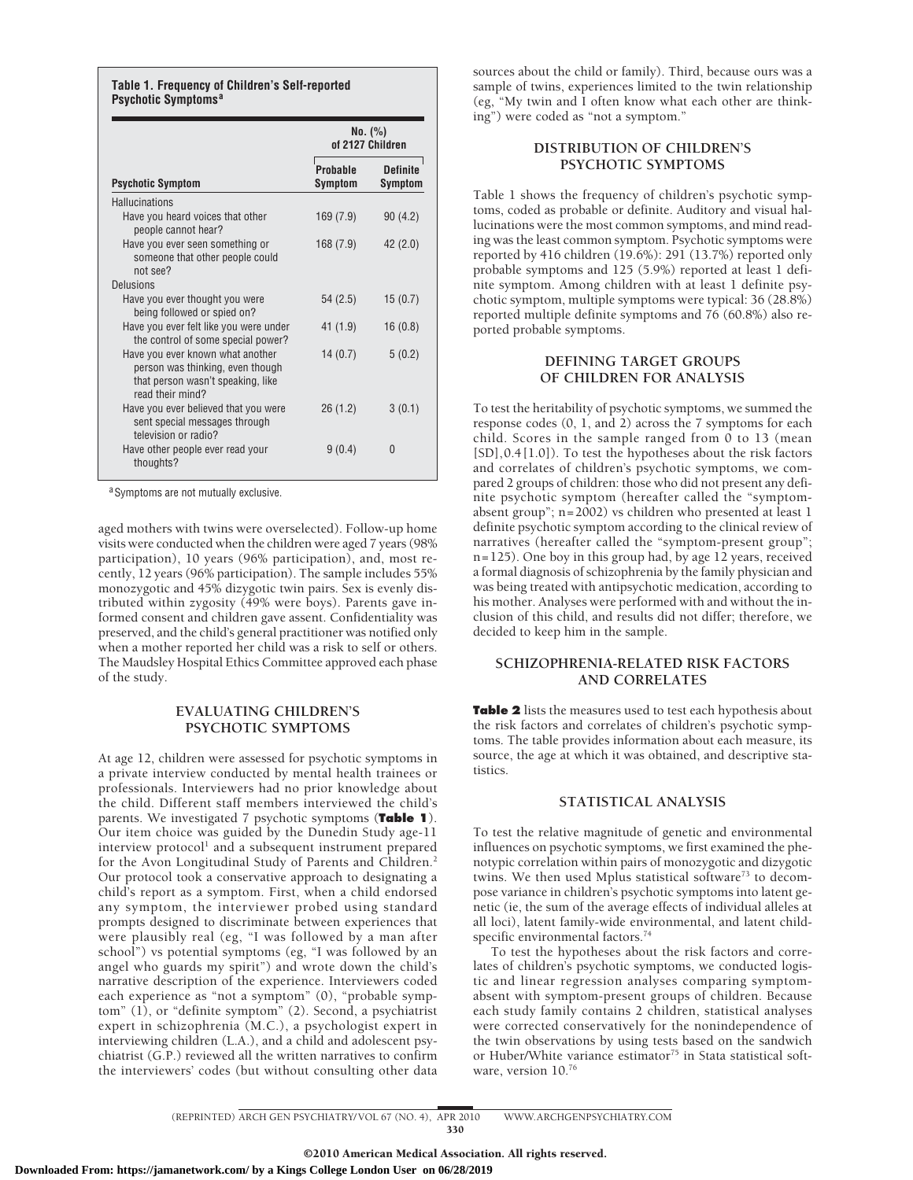**Table 1. Frequency of Children's Self-reported Psychotic Symptoms[a]**

| Psychotic Symptom | No. (%) of 2127 Children | |
|---|---|---|
| | Probable Symptom | Definite Symptom |
| Hallucinations | | |
| Have you heard voices that other people cannot hear? | 169 (7.9) | 90 (4.2) |
| Have you ever seen something or someone that other people could not see? | 168 (7.9) | 42 (2.0) |
| Delusions | | |
| Have you ever thought you were being followed or spied on? | 54 (2.5) | 15 (0.7) |
| Have you ever felt like you were under the control of some special power? | 41 (1.9) | 16 (0.8) |
| Have you ever known what another person was thinking, even though that person wasn't speaking, like read their mind? | 14 (0.7) | 5 (0.2) |
| Have you ever believed that you were sent special messages through television or radio? | 26 (1.2) | 3 (0.1) |
| Have other people ever read your thoughts? | 9 (0.4) | 0 |

[a] Symptoms are not mutually exclusive.

aged mothers with twins were overselected). Follow-up home visits were conducted when the children were aged 7 years (98% participation), 10 years (96% participation), and, most recently, 12 years (96% participation). The sample includes 55% monozygotic and 45% dizygotic twin pairs. Sex is evenly distributed within zygosity (49% were boys). Parents gave informed consent and children gave assent. Confidentiality was preserved, and the child's general practitioner was notified only when a mother reported her child was a risk to self or others. The Maudsley Hospital Ethics Committee approved each phase of the study.

## EVALUATING CHILDREN'S PSYCHOTIC SYMPTOMS

At age 12, children were assessed for psychotic symptoms in a private interview conducted by mental health trainees or professionals. Interviewers had no prior knowledge about the child. Different staff members interviewed the child's parents. We investigated 7 psychotic symptoms (**Table 1**). Our item choice was guided by the Dunedin Study age-11 interview protocol[1] and a subsequent instrument prepared for the Avon Longitudinal Study of Parents and Children.[2] Our protocol took a conservative approach to designating a child's report as a symptom. First, when a child endorsed any symptom, the interviewer probed using standard prompts designed to discriminate between experiences that were plausibly real (eg, "I was followed by a man after school") vs potential symptoms (eg, "I was followed by an angel who guards my spirit") and wrote down the child's narrative description of the experience. Interviewers coded each experience as "not a symptom" (0), "probable symptom" (1), or "definite symptom" (2). Second, a psychiatrist expert in schizophrenia (M.C.), a psychologist expert in interviewing children (L.A.), and a child and adolescent psychiatrist (G.P.) reviewed all the written narratives to confirm the interviewers' codes (but without consulting other data sources about the child or family). Third, because ours was a sample of twins, experiences limited to the twin relationship (eg, "My twin and I often know what each other are thinking") were coded as "not a symptom."

## DISTRIBUTION OF CHILDREN'S PSYCHOTIC SYMPTOMS

Table 1 shows the frequency of children's psychotic symptoms, coded as probable or definite. Auditory and visual hallucinations were the most common symptoms, and mind reading was the least common symptom. Psychotic symptoms were reported by 416 children (19.6%): 291 (13.7%) reported only probable symptoms and 125 (5.9%) reported at least 1 definite symptom. Among children with at least 1 definite psychotic symptom, multiple symptoms were typical: 36 (28.8%) reported multiple definite symptoms and 76 (60.8%) also reported probable symptoms.

## DEFINING TARGET GROUPS OF CHILDREN FOR ANALYSIS

To test the heritability of psychotic symptoms, we summed the response codes (0, 1, and 2) across the 7 symptoms for each child. Scores in the sample ranged from 0 to 13 (mean [SD], 0.4 [1.0]). To test the hypotheses about the risk factors and correlates of children's psychotic symptoms, we compared 2 groups of children: those who did not present any definite psychotic symptom (hereafter called the "symptom-absent group"; n=2002) vs children who presented at least 1 definite psychotic symptom according to the clinical review of narratives (hereafter called the "symptom-present group"; n=125). One boy in this group had, by age 12 years, received a formal diagnosis of schizophrenia by the family physician and was being treated with antipsychotic medication, according to his mother. Analyses were performed with and without the inclusion of this child, and results did not differ; therefore, we decided to keep him in the sample.

## SCHIZOPHRENIA-RELATED RISK FACTORS AND CORRELATES

**Table 2** lists the measures used to test each hypothesis about the risk factors and correlates of children's psychotic symptoms. The table provides information about each measure, its source, the age at which it was obtained, and descriptive statistics.

## STATISTICAL ANALYSIS

To test the relative magnitude of genetic and environmental influences on psychotic symptoms, we first examined the phenotypic correlation within pairs of monozygotic and dizygotic twins. We then used Mplus statistical software[73] to decompose variance in children's psychotic symptoms into latent genetic (ie, the sum of the average effects of individual alleles at all loci), latent family-wide environmental, and latent child-specific environmental factors.[74]

To test the hypotheses about the risk factors and correlates of children's psychotic symptoms, we conducted logistic and linear regression analyses comparing symptom-absent with symptom-present groups of children. Because each study family contains 2 children, statistical analyses were corrected conservatively for the nonindependence of the twin observations by using tests based on the sandwich or Huber/White variance estimator[75] in Stata statistical software, version 10.[76]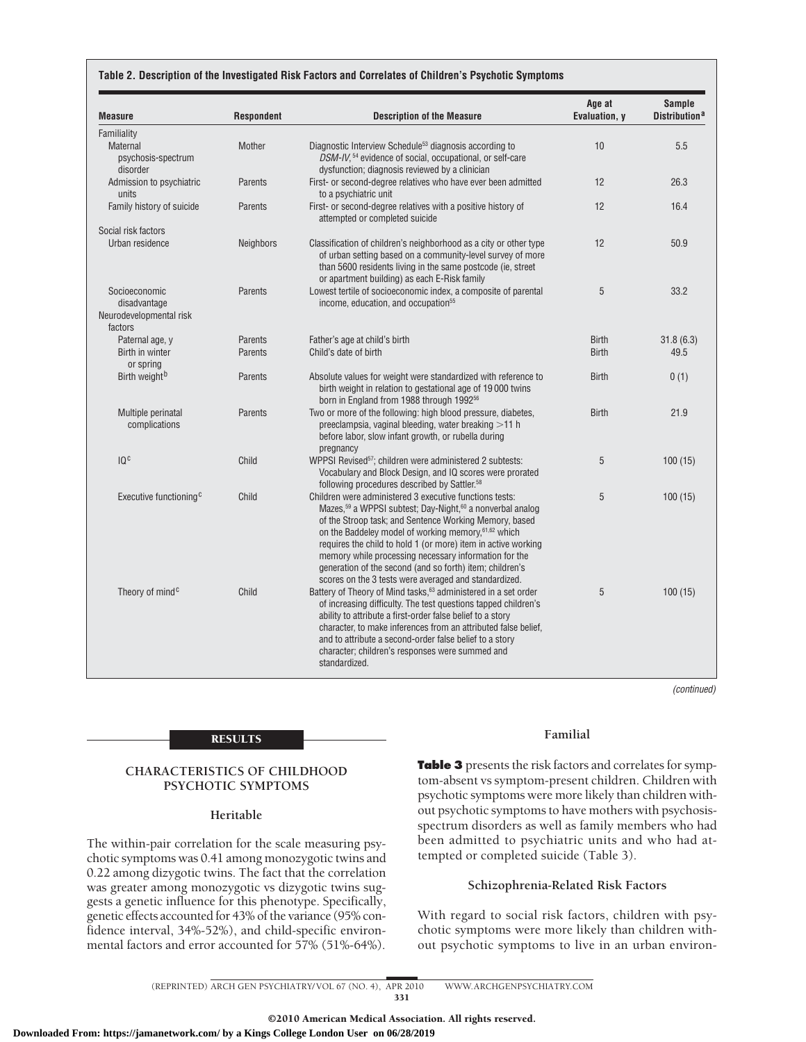**Table 2. Description of the Investigated Risk Factors and Correlates of Children's Psychotic Symptoms**

| Measure | Respondent | Description of the Measure | Age at Evaluation, y | Sample Distribution[a] |
|---|---|---|---|---|
| Familiality | | | | |
| Maternal psychosis-spectrum disorder | Mother | Diagnostic Interview Schedule[53] diagnosis according to *DSM-IV*,[54] evidence of social, occupational, or self-care dysfunction; diagnosis reviewed by a clinician | 10 | 5.5 |
| Admission to psychiatric units | Parents | First- or second-degree relatives who have ever been admitted to a psychiatric unit | 12 | 26.3 |
| Family history of suicide | Parents | First- or second-degree relatives with a positive history of attempted or completed suicide | 12 | 16.4 |
| Social risk factors | | | | |
| Urban residence | Neighbors | Classification of children's neighborhood as a city or other type of urban setting based on a community-level survey of more than 5600 residents living in the same postcode (ie, street or apartment building) as each E-Risk family | 12 | 50.9 |
| Socioeconomic disadvantage | Parents | Lowest tertile of socioeconomic index, a composite of parental income, education, and occupation[55] | 5 | 33.2 |
| Neurodevelopmental risk factors | | | | |
| Paternal age, y | Parents | Father's age at child's birth | Birth | 31.8 (6.3) |
| Birth in winter or spring | Parents | Child's date of birth | Birth | 49.5 |
| Birth weight[b] | Parents | Absolute values for weight were standardized with reference to birth weight in relation to gestational age of 19 000 twins born in England from 1988 through 1992[56] | Birth | 0 (1) |
| Multiple perinatal complications | Parents | Two or more of the following: high blood pressure, diabetes, preeclampsia, vaginal bleeding, water breaking >11 h before labor, slow infant growth, or rubella during pregnancy | Birth | 21.9 |
| IQ[c] | Child | WPPSI Revised[57]; children were administered 2 subtests: Vocabulary and Block Design, and IQ scores were prorated following procedures described by Sattler.[58] | 5 | 100 (15) |
| Executive functioning[c] | Child | Children were administered 3 executive functions tests: Mazes,[59] a WPPSI subtest; Day-Night,[60] a nonverbal analog of the Stroop task; and Sentence Working Memory, based on the Baddeley model of working memory,[61,62] which requires the child to hold 1 (or more) item in active working memory while processing necessary information for the generation of the second (and so forth) item; children's scores on the 3 tests were averaged and standardized. | 5 | 100 (15) |
| Theory of mind[c] | Child | Battery of Theory of Mind tasks,[63] administered in a set order of increasing difficulty. The test questions tapped children's ability to attribute a first-order false belief to a story character, to make inferences from an attributed false belief, and to attribute a second-order false belief to a story character; children's responses were summed and standardized. | 5 | 100 (15) |

*(continued)*

## RESULTS

### CHARACTERISTICS OF CHILDHOOD PSYCHOTIC SYMPTOMS

#### Heritable

The within-pair correlation for the scale measuring psychotic symptoms was 0.41 among monozygotic twins and 0.22 among dizygotic twins. The fact that the correlation was greater among monozygotic vs dizygotic twins suggests a genetic influence for this phenotype. Specifically, genetic effects accounted for 43% of the variance (95% confidence interval, 34%-52%), and child-specific environmental factors and error accounted for 57% (51%-64%).

#### Familial

**Table 3** presents the risk factors and correlates for symptom-absent vs symptom-present children. Children with psychotic symptoms were more likely than children without psychotic symptoms to have mothers with psychosis-spectrum disorders as well as family members who had been admitted to psychiatric units and who had attempted or completed suicide (Table 3).

#### Schizophrenia-Related Risk Factors

With regard to social risk factors, children with psychotic symptoms were more likely than children without psychotic symptoms to live in an urban environ-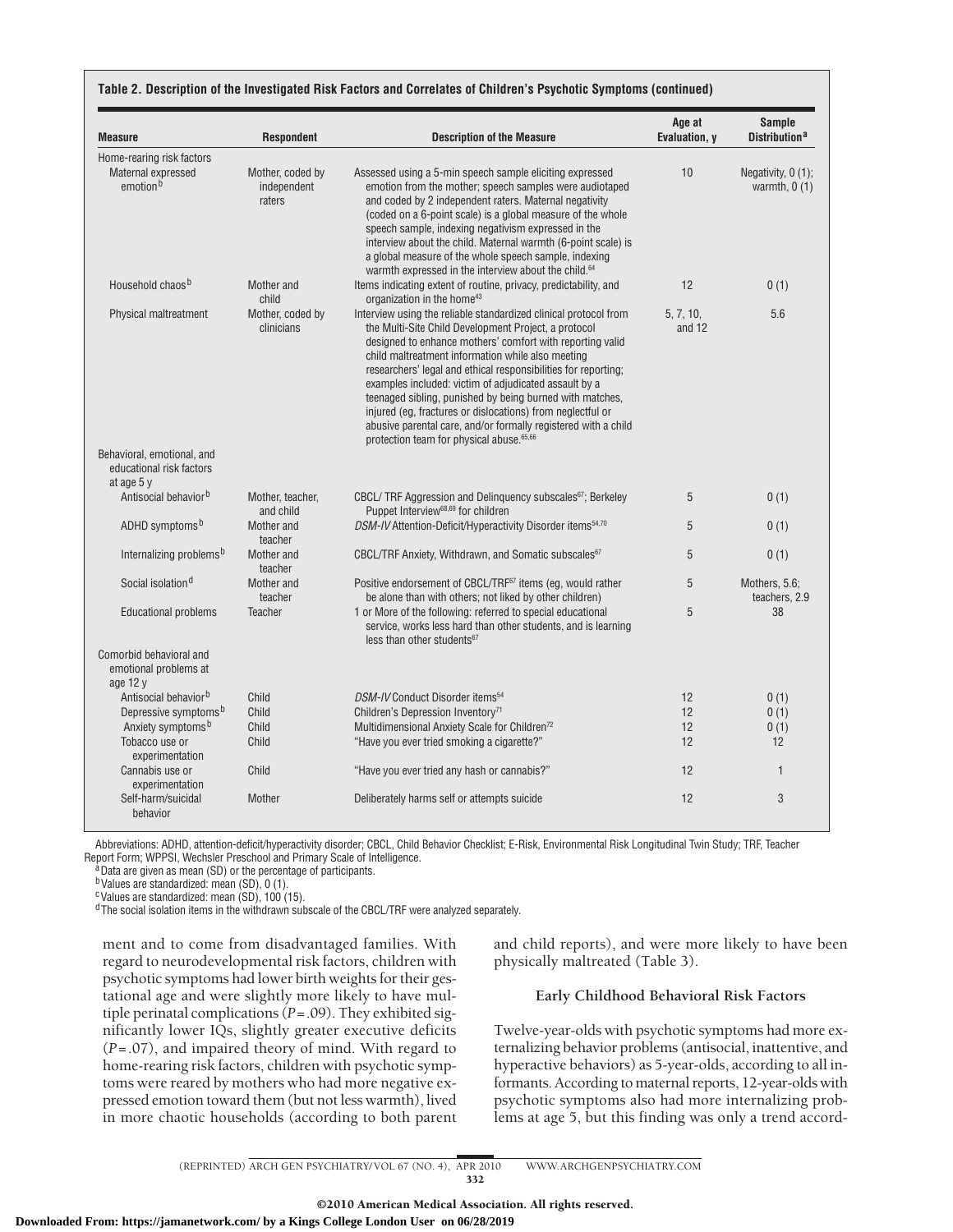**Table 2. Description of the Investigated Risk Factors and Correlates of Children's Psychotic Symptoms (continued)**

| Measure | Respondent | Description of the Measure | Age at Evaluation, y | Sample Distribution[a] |
|---|---|---|---|---|
| Home-rearing risk factors | | | | |
| Maternal expressed emotion[b] | Mother, coded by independent raters | Assessed using a 5-min speech sample eliciting expressed emotion from the mother; speech samples were audiotaped and coded by 2 independent raters. Maternal negativity (coded on a 6-point scale) is a global measure of the whole speech sample, indexing negativism expressed in the interview about the child. Maternal warmth (6-point scale) is a global measure of the whole speech sample, indexing warmth expressed in the interview about the child.[64] | 10 | Negativity, 0 (1); warmth, 0 (1) |
| Household chaos[b] | Mother and child | Items indicating extent of routine, privacy, predictability, and organization in the home[43] | 12 | 0 (1) |
| Physical maltreatment | Mother, coded by clinicians | Interview using the reliable standardized clinical protocol from the Multi-Site Child Development Project, a protocol designed to enhance mothers' comfort with reporting valid child maltreatment information while also meeting researchers' legal and ethical responsibilities for reporting; examples included: victim of adjudicated assault by a teenaged sibling, punished by being burned with matches, injured (eg, fractures or dislocations) from neglectful or abusive parental care, and/or formally registered with a child protection team for physical abuse.[65,66] | 5, 7, 10, and 12 | 5.6 |
| Behavioral, emotional, and educational risk factors at age 5 y | | | | |
| Antisocial behavior[b] | Mother, teacher, and child | CBCL/ TRF Aggression and Delinquency subscales[67]; Berkeley Puppet Interview[68,69] for children | 5 | 0 (1) |
| ADHD symptoms[b] | Mother and teacher | *DSM-IV* Attention-Deficit/Hyperactivity Disorder items[54,70] | 5 | 0 (1) |
| Internalizing problems[b] | Mother and teacher | CBCL/TRF Anxiety, Withdrawn, and Somatic subscales[67] | 5 | 0 (1) |
| Social isolation[d] | Mother and teacher | Positive endorsement of CBCL/TRF[67] items (eg, would rather be alone than with others; not liked by other children) | 5 | Mothers, 5.6; teachers, 2.9 |
| Educational problems | Teacher | 1 or More of the following: referred to special educational service, works less hard than other students, and is learning less than other students[67] | 5 | 38 |
| Comorbid behavioral and emotional problems at age 12 y | | | | |
| Antisocial behavior[b] | Child | *DSM-IV* Conduct Disorder items[54] | 12 | 0 (1) |
| Depressive symptoms[b] | Child | Children's Depression Inventory[71] | 12 | 0 (1) |
| Anxiety symptoms[b] | Child | Multidimensional Anxiety Scale for Children[72] | 12 | 0 (1) |
| Tobacco use or experimentation | Child | "Have you ever tried smoking a cigarette?" | 12 | 12 |
| Cannabis use or experimentation | Child | "Have you ever tried any hash or cannabis?" | 12 | 1 |
| Self-harm/suicidal behavior | Mother | Deliberately harms self or attempts suicide | 12 | 3 |

Abbreviations: ADHD, attention-deficit/hyperactivity disorder; CBCL, Child Behavior Checklist; E-Risk, Environmental Risk Longitudinal Twin Study; TRF, Teacher Report Form; WPPSI, Wechsler Preschool and Primary Scale of Intelligence.

[a] Data are given as mean (SD) or the percentage of participants.

[b] Values are standardized: mean (SD), 0 (1).

[c] Values are standardized: mean (SD), 100 (15).

[d] The social isolation items in the withdrawn subscale of the CBCL/TRF were analyzed separately.

ment and to come from disadvantaged families. With regard to neurodevelopmental risk factors, children with psychotic symptoms had lower birth weights for their gestational age and were slightly more likely to have multiple perinatal complications ($P=.09$). They exhibited significantly lower IQs, slightly greater executive deficits ($P=.07$), and impaired theory of mind. With regard to home-rearing risk factors, children with psychotic symptoms were reared by mothers who had more negative expressed emotion toward them (but not less warmth), lived in more chaotic households (according to both parent and child reports), and were more likely to have been physically maltreated (Table 3).

### Early Childhood Behavioral Risk Factors

Twelve-year-olds with psychotic symptoms had more externalizing behavior problems (antisocial, inattentive, and hyperactive behaviors) as 5-year-olds, according to all informants. According to maternal reports, 12-year-olds with psychotic symptoms also had more internalizing problems at age 5, but this finding was only a trend accord-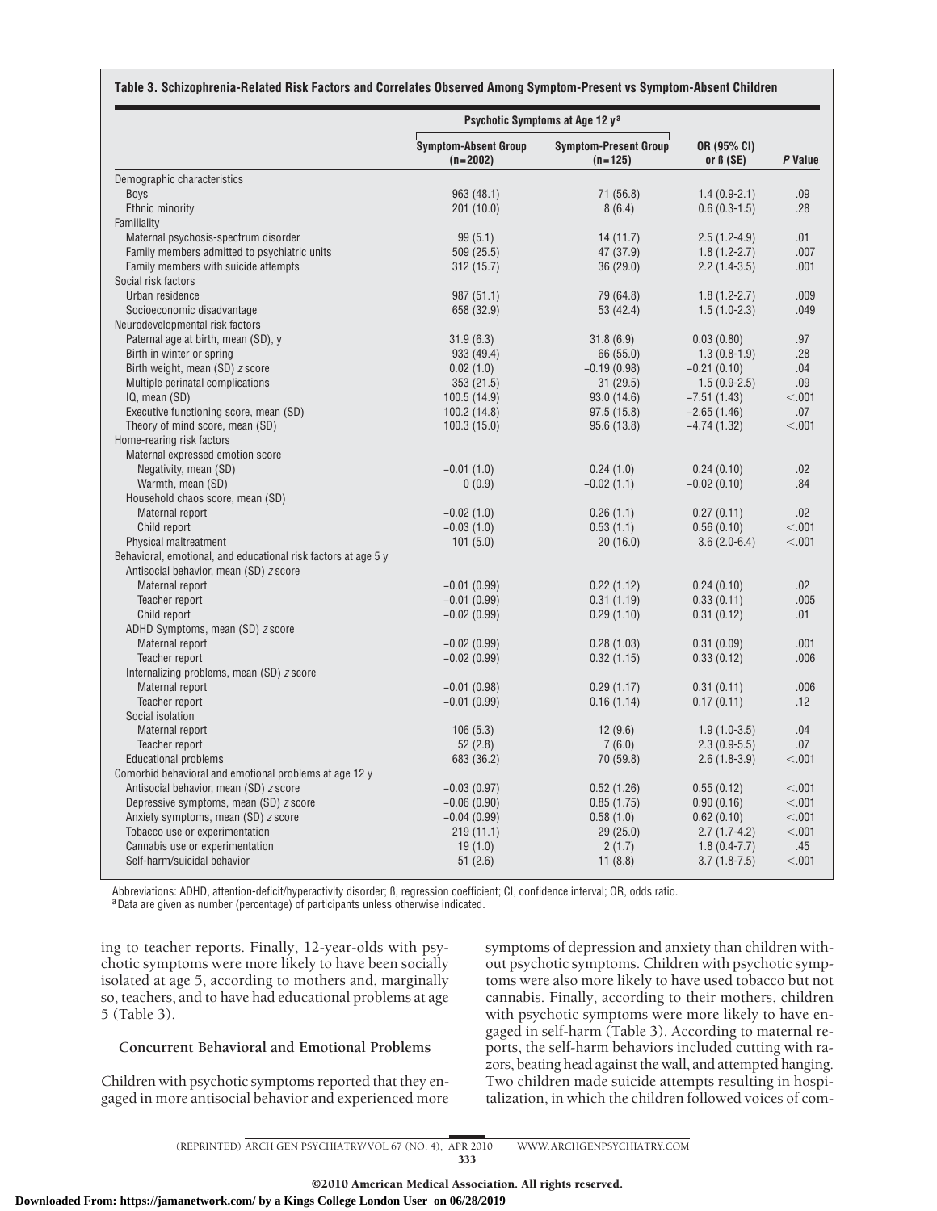**Table 3. Schizophrenia-Related Risk Factors and Correlates Observed Among Symptom-Present vs Symptom-Absent Children**

| | Psychotic Symptoms at Age 12 y[a] | | | |
|---|---|---|---|---|
| | Symptom-Absent Group (n=2002) | Symptom-Present Group (n=125) | OR (95% CI) or ß (SE) | *P* Value |
| Demographic characteristics | | | | |
| Boys | 963 (48.1) | 71 (56.8) | 1.4 (0.9-2.1) | .09 |
| Ethnic minority | 201 (10.0) | 8 (6.4) | 0.6 (0.3-1.5) | .28 |
| Familiality | | | | |
| Maternal psychosis-spectrum disorder | 99 (5.1) | 14 (11.7) | 2.5 (1.2-4.9) | .01 |
| Family members admitted to psychiatric units | 509 (25.5) | 47 (37.9) | 1.8 (1.2-2.7) | .007 |
| Family members with suicide attempts | 312 (15.7) | 36 (29.0) | 2.2 (1.4-3.5) | .001 |
| Social risk factors | | | | |
| Urban residence | 987 (51.1) | 79 (64.8) | 1.8 (1.2-2.7) | .009 |
| Socioeconomic disadvantage | 658 (32.9) | 53 (42.4) | 1.5 (1.0-2.3) | .049 |
| Neurodevelopmental risk factors | | | | |
| Paternal age at birth, mean (SD), y | 31.9 (6.3) | 31.8 (6.9) | 0.03 (0.80) | .97 |
| Birth in winter or spring | 933 (49.4) | 66 (55.0) | 1.3 (0.8-1.9) | .28 |
| Birth weight, mean (SD) *z* score | 0.02 (1.0) | −0.19 (0.98) | −0.21 (0.10) | .04 |
| Multiple perinatal complications | 353 (21.5) | 31 (29.5) | 1.5 (0.9-2.5) | .09 |
| IQ, mean (SD) | 100.5 (14.9) | 93.0 (14.6) | −7.51 (1.43) | <.001 |
| Executive functioning score, mean (SD) | 100.2 (14.8) | 97.5 (15.8) | −2.65 (1.46) | .07 |
| Theory of mind score, mean (SD) | 100.3 (15.0) | 95.6 (13.8) | −4.74 (1.32) | <.001 |
| Home-rearing risk factors | | | | |
| Maternal expressed emotion score | | | | |
| Negativity, mean (SD) | −0.01 (1.0) | 0.24 (1.0) | 0.24 (0.10) | .02 |
| Warmth, mean (SD) | 0 (0.9) | −0.02 (1.1) | −0.02 (0.10) | .84 |
| Household chaos score, mean (SD) | | | | |
| Maternal report | −0.02 (1.0) | 0.26 (1.1) | 0.27 (0.11) | .02 |
| Child report | −0.03 (1.0) | 0.53 (1.1) | 0.56 (0.10) | <.001 |
| Physical maltreatment | 101 (5.0) | 20 (16.0) | 3.6 (2.0-6.4) | <.001 |
| Behavioral, emotional, and educational risk factors at age 5 y | | | | |
| Antisocial behavior, mean (SD) *z* score | | | | |
| Maternal report | −0.01 (0.99) | 0.22 (1.12) | 0.24 (0.10) | .02 |
| Teacher report | −0.01 (0.99) | 0.31 (1.19) | 0.33 (0.11) | .005 |
| Child report | −0.02 (0.99) | 0.29 (1.10) | 0.31 (0.12) | .01 |
| ADHD Symptoms, mean (SD) *z* score | | | | |
| Maternal report | −0.02 (0.99) | 0.28 (1.03) | 0.31 (0.09) | .001 |
| Teacher report | −0.02 (0.99) | 0.32 (1.15) | 0.33 (0.12) | .006 |
| Internalizing problems, mean (SD) *z* score | | | | |
| Maternal report | −0.01 (0.98) | 0.29 (1.17) | 0.31 (0.11) | .006 |
| Teacher report | −0.01 (0.99) | 0.16 (1.14) | 0.17 (0.11) | .12 |
| Social isolation | | | | |
| Maternal report | 106 (5.3) | 12 (9.6) | 1.9 (1.0-3.5) | .04 |
| Teacher report | 52 (2.8) | 7 (6.0) | 2.3 (0.9-5.5) | .07 |
| Educational problems | 683 (36.2) | 70 (59.8) | 2.6 (1.8-3.9) | <.001 |
| Comorbid behavioral and emotional problems at age 12 y | | | | |
| Antisocial behavior, mean (SD) *z* score | −0.03 (0.97) | 0.52 (1.26) | 0.55 (0.12) | <.001 |
| Depressive symptoms, mean (SD) *z* score | −0.06 (0.90) | 0.85 (1.75) | 0.90 (0.16) | <.001 |
| Anxiety symptoms, mean (SD) *z* score | −0.04 (0.99) | 0.58 (1.0) | 0.62 (0.10) | <.001 |
| Tobacco use or experimentation | 219 (11.1) | 29 (25.0) | 2.7 (1.7-4.2) | <.001 |
| Cannabis use or experimentation | 19 (1.0) | 2 (1.7) | 1.8 (0.4-7.7) | .45 |
| Self-harm/suicidal behavior | 51 (2.6) | 11 (8.8) | 3.7 (1.8-7.5) | <.001 |

Abbreviations: ADHD, attention-deficit/hyperactivity disorder; ß, regression coefficient; CI, confidence interval; OR, odds ratio.
[a] Data are given as number (percentage) of participants unless otherwise indicated.

ing to teacher reports. Finally, 12-year-olds with psychotic symptoms were more likely to have been socially isolated at age 5, according to mothers and, marginally so, teachers, and to have had educational problems at age 5 (Table 3).

### Concurrent Behavioral and Emotional Problems

Children with psychotic symptoms reported that they engaged in more antisocial behavior and experienced more symptoms of depression and anxiety than children without psychotic symptoms. Children with psychotic symptoms were also more likely to have used tobacco but not cannabis. Finally, according to their mothers, children with psychotic symptoms were more likely to have engaged in self-harm (Table 3). According to maternal reports, the self-harm behaviors included cutting with razors, beating head against the wall, and attempted hanging. Two children made suicide attempts resulting in hospitalization, in which the children followed voices of com-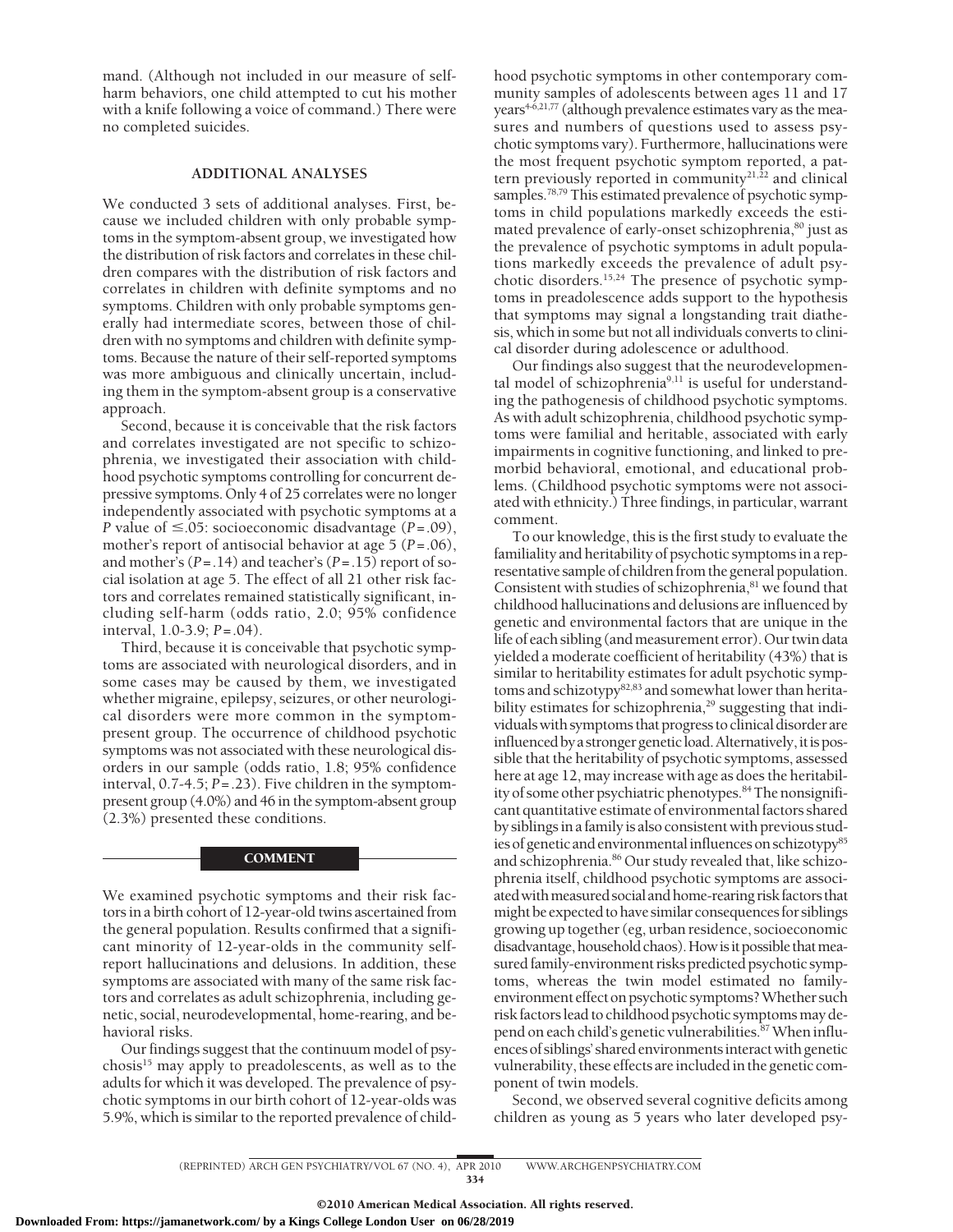mand. (Although not included in our measure of self-harm behaviors, one child attempted to cut his mother with a knife following a voice of command.) There were no completed suicides.

### ADDITIONAL ANALYSES

We conducted 3 sets of additional analyses. First, because we included children with only probable symptoms in the symptom-absent group, we investigated how the distribution of risk factors and correlates in these children compares with the distribution of risk factors and correlates in children with definite symptoms and no symptoms. Children with only probable symptoms generally had intermediate scores, between those of children with no symptoms and children with definite symptoms. Because the nature of their self-reported symptoms was more ambiguous and clinically uncertain, including them in the symptom-absent group is a conservative approach.

Second, because it is conceivable that the risk factors and correlates investigated are not specific to schizophrenia, we investigated their association with childhood psychotic symptoms controlling for concurrent depressive symptoms. Only 4 of 25 correlates were no longer independently associated with psychotic symptoms at a *P* value of ≤.05: socioeconomic disadvantage (*P*=.09), mother's report of antisocial behavior at age 5 (*P*=.06), and mother's (*P*=.14) and teacher's (*P*=.15) report of social isolation at age 5. The effect of all 21 other risk factors and correlates remained statistically significant, including self-harm (odds ratio, 2.0; 95% confidence interval, 1.0-3.9; *P*=.04).

Third, because it is conceivable that psychotic symptoms are associated with neurological disorders, and in some cases may be caused by them, we investigated whether migraine, epilepsy, seizures, or other neurological disorders were more common in the symptom-present group. The occurrence of childhood psychotic symptoms was not associated with these neurological disorders in our sample (odds ratio, 1.8; 95% confidence interval, 0.7-4.5; *P*=.23). Five children in the symptom-present group (4.0%) and 46 in the symptom-absent group (2.3%) presented these conditions.

## COMMENT

We examined psychotic symptoms and their risk factors in a birth cohort of 12-year-old twins ascertained from the general population. Results confirmed that a significant minority of 12-year-olds in the community self-report hallucinations and delusions. In addition, these symptoms are associated with many of the same risk factors and correlates as adult schizophrenia, including genetic, social, neurodevelopmental, home-rearing, and behavioral risks.

Our findings suggest that the continuum model of psychosis[15] may apply to preadolescents, as well as to the adults for which it was developed. The prevalence of psychotic symptoms in our birth cohort of 12-year-olds was 5.9%, which is similar to the reported prevalence of childhood psychotic symptoms in other contemporary community samples of adolescents between ages 11 and 17 years[4-6,21,77] (although prevalence estimates vary as the measures and numbers of questions used to assess psychotic symptoms vary). Furthermore, hallucinations were the most frequent psychotic symptom reported, a pattern previously reported in community[21,22] and clinical samples.[78,79] This estimated prevalence of psychotic symptoms in child populations markedly exceeds the estimated prevalence of early-onset schizophrenia,[80] just as the prevalence of psychotic symptoms in adult populations markedly exceeds the prevalence of adult psychotic disorders.[15,24] The presence of psychotic symptoms in preadolescence adds support to the hypothesis that symptoms may signal a longstanding trait diathesis, which in some but not all individuals converts to clinical disorder during adolescence or adulthood.

Our findings also suggest that the neurodevelopmental model of schizophrenia[9,11] is useful for understanding the pathogenesis of childhood psychotic symptoms. As with adult schizophrenia, childhood psychotic symptoms were familial and heritable, associated with early impairments in cognitive functioning, and linked to premorbid behavioral, emotional, and educational problems. (Childhood psychotic symptoms were not associated with ethnicity.) Three findings, in particular, warrant comment.

To our knowledge, this is the first study to evaluate the familiality and heritability of psychotic symptoms in a representative sample of children from the general population. Consistent with studies of schizophrenia,[81] we found that childhood hallucinations and delusions are influenced by genetic and environmental factors that are unique in the life of each sibling (and measurement error). Our twin data yielded a moderate coefficient of heritability (43%) that is similar to heritability estimates for adult psychotic symptoms and schizotypy[82,83] and somewhat lower than heritability estimates for schizophrenia,[29] suggesting that individuals with symptoms that progress to clinical disorder are influenced by a stronger genetic load. Alternatively, it is possible that the heritability of psychotic symptoms, assessed here at age 12, may increase with age as does the heritability of some other psychiatric phenotypes.[84] The nonsignificant quantitative estimate of environmental factors shared by siblings in a family is also consistent with previous studies of genetic and environmental influences on schizotypy[85] and schizophrenia.[86] Our study revealed that, like schizophrenia itself, childhood psychotic symptoms are associated with measured social and home-rearing risk factors that might be expected to have similar consequences for siblings growing up together (eg, urban residence, socioeconomic disadvantage, household chaos). How is it possible that measured family-environment risks predicted psychotic symptoms, whereas the twin model estimated no family-environment effect on psychotic symptoms? Whether such risk factors lead to childhood psychotic symptoms may depend on each child's genetic vulnerabilities.[87] When influences of siblings' shared environments interact with genetic vulnerability, these effects are included in the genetic component of twin models.

Second, we observed several cognitive deficits among children as young as 5 years who later developed psy-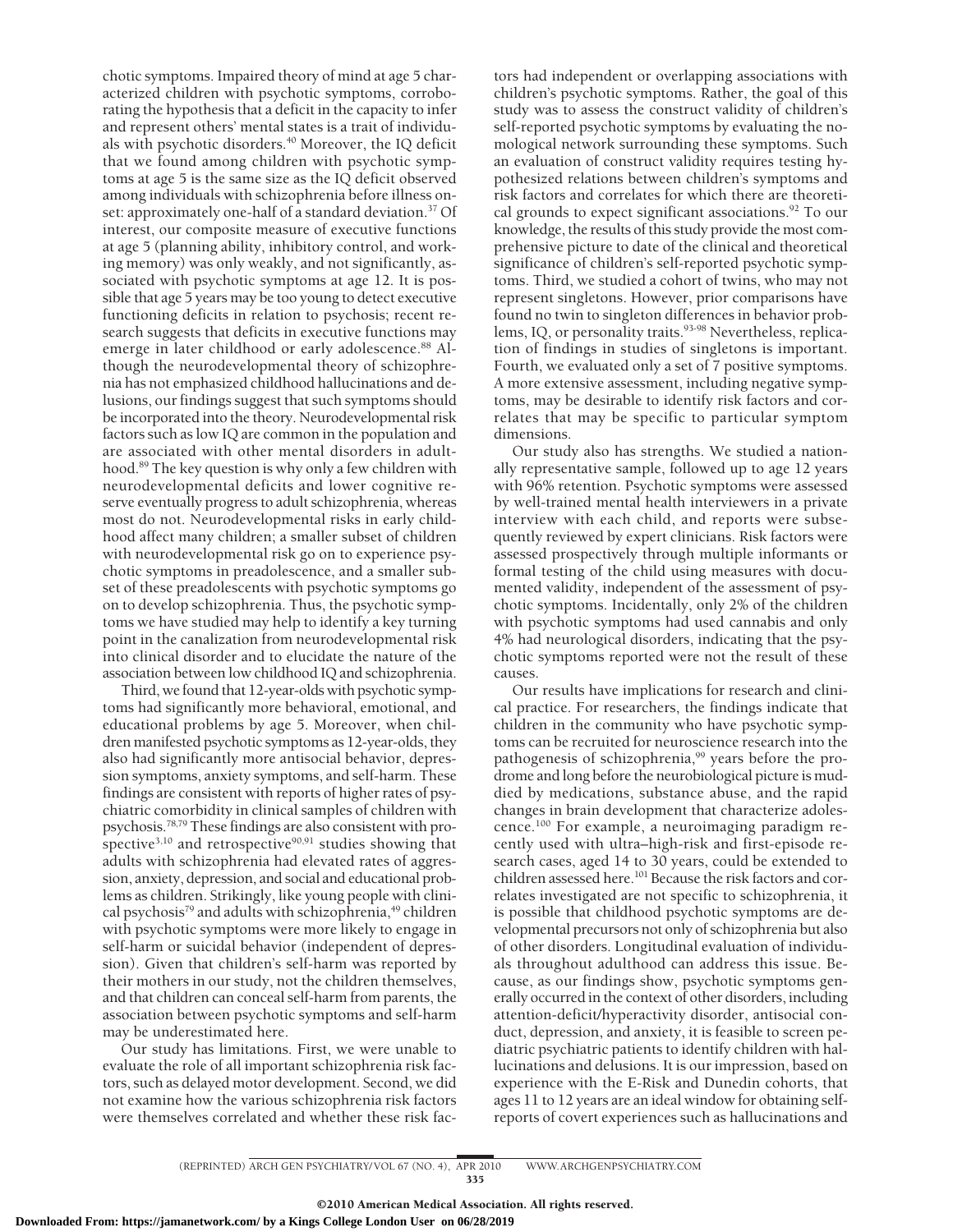chotic symptoms. Impaired theory of mind at age 5 characterized children with psychotic symptoms, corroborating the hypothesis that a deficit in the capacity to infer and represent others' mental states is a trait of individuals with psychotic disorders.[40] Moreover, the IQ deficit that we found among children with psychotic symptoms at age 5 is the same size as the IQ deficit observed among individuals with schizophrenia before illness onset: approximately one-half of a standard deviation.[37] Of interest, our composite measure of executive functions at age 5 (planning ability, inhibitory control, and working memory) was only weakly, and not significantly, associated with psychotic symptoms at age 12. It is possible that age 5 years may be too young to detect executive functioning deficits in relation to psychosis; recent research suggests that deficits in executive functions may emerge in later childhood or early adolescence.[88] Although the neurodevelopmental theory of schizophrenia has not emphasized childhood hallucinations and delusions, our findings suggest that such symptoms should be incorporated into the theory. Neurodevelopmental risk factors such as low IQ are common in the population and are associated with other mental disorders in adulthood.[89] The key question is why only a few children with neurodevelopmental deficits and lower cognitive reserve eventually progress to adult schizophrenia, whereas most do not. Neurodevelopmental risks in early childhood affect many children; a smaller subset of children with neurodevelopmental risk go on to experience psychotic symptoms in preadolescence, and a smaller subset of these preadolescents with psychotic symptoms go on to develop schizophrenia. Thus, the psychotic symptoms we have studied may help to identify a key turning point in the canalization from neurodevelopmental risk into clinical disorder and to elucidate the nature of the association between low childhood IQ and schizophrenia.

Third, we found that 12-year-olds with psychotic symptoms had significantly more behavioral, emotional, and educational problems by age 5. Moreover, when children manifested psychotic symptoms as 12-year-olds, they also had significantly more antisocial behavior, depression symptoms, anxiety symptoms, and self-harm. These findings are consistent with reports of higher rates of psychiatric comorbidity in clinical samples of children with psychosis.[78,79] These findings are also consistent with prospective[3,10] and retrospective[90,91] studies showing that adults with schizophrenia had elevated rates of aggression, anxiety, depression, and social and educational problems as children. Strikingly, like young people with clinical psychosis[79] and adults with schizophrenia,[49] children with psychotic symptoms were more likely to engage in self-harm or suicidal behavior (independent of depression). Given that children's self-harm was reported by their mothers in our study, not the children themselves, and that children can conceal self-harm from parents, the association between psychotic symptoms and self-harm may be underestimated here.

Our study has limitations. First, we were unable to evaluate the role of all important schizophrenia risk factors, such as delayed motor development. Second, we did not examine how the various schizophrenia risk factors were themselves correlated and whether these risk factors had independent or overlapping associations with children's psychotic symptoms. Rather, the goal of this study was to assess the construct validity of children's self-reported psychotic symptoms by evaluating the nomological network surrounding these symptoms. Such an evaluation of construct validity requires testing hypothesized relations between children's symptoms and risk factors and correlates for which there are theoretical grounds to expect significant associations.[92] To our knowledge, the results of this study provide the most comprehensive picture to date of the clinical and theoretical significance of children's self-reported psychotic symptoms. Third, we studied a cohort of twins, who may not represent singletons. However, prior comparisons have found no twin to singleton differences in behavior problems, IQ, or personality traits.[93-98] Nevertheless, replication of findings in studies of singletons is important. Fourth, we evaluated only a set of 7 positive symptoms. A more extensive assessment, including negative symptoms, may be desirable to identify risk factors and correlates that may be specific to particular symptom dimensions.

Our study also has strengths. We studied a nationally representative sample, followed up to age 12 years with 96% retention. Psychotic symptoms were assessed by well-trained mental health interviewers in a private interview with each child, and reports were subsequently reviewed by expert clinicians. Risk factors were assessed prospectively through multiple informants or formal testing of the child using measures with documented validity, independent of the assessment of psychotic symptoms. Incidentally, only 2% of the children with psychotic symptoms had used cannabis and only 4% had neurological disorders, indicating that the psychotic symptoms reported were not the result of these causes.

Our results have implications for research and clinical practice. For researchers, the findings indicate that children in the community who have psychotic symptoms can be recruited for neuroscience research into the pathogenesis of schizophrenia,[99] years before the prodrome and long before the neurobiological picture is muddied by medications, substance abuse, and the rapid changes in brain development that characterize adolescence.[100] For example, a neuroimaging paradigm recently used with ultra–high-risk and first-episode research cases, aged 14 to 30 years, could be extended to children assessed here.[101] Because the risk factors and correlates investigated are not specific to schizophrenia, it is possible that childhood psychotic symptoms are developmental precursors not only of schizophrenia but also of other disorders. Longitudinal evaluation of individuals throughout adulthood can address this issue. Because, as our findings show, psychotic symptoms generally occurred in the context of other disorders, including attention-deficit/hyperactivity disorder, antisocial conduct, depression, and anxiety, it is feasible to screen pediatric psychiatric patients to identify children with hallucinations and delusions. It is our impression, based on experience with the E-Risk and Dunedin cohorts, that ages 11 to 12 years are an ideal window for obtaining self-reports of covert experiences such as hallucinations and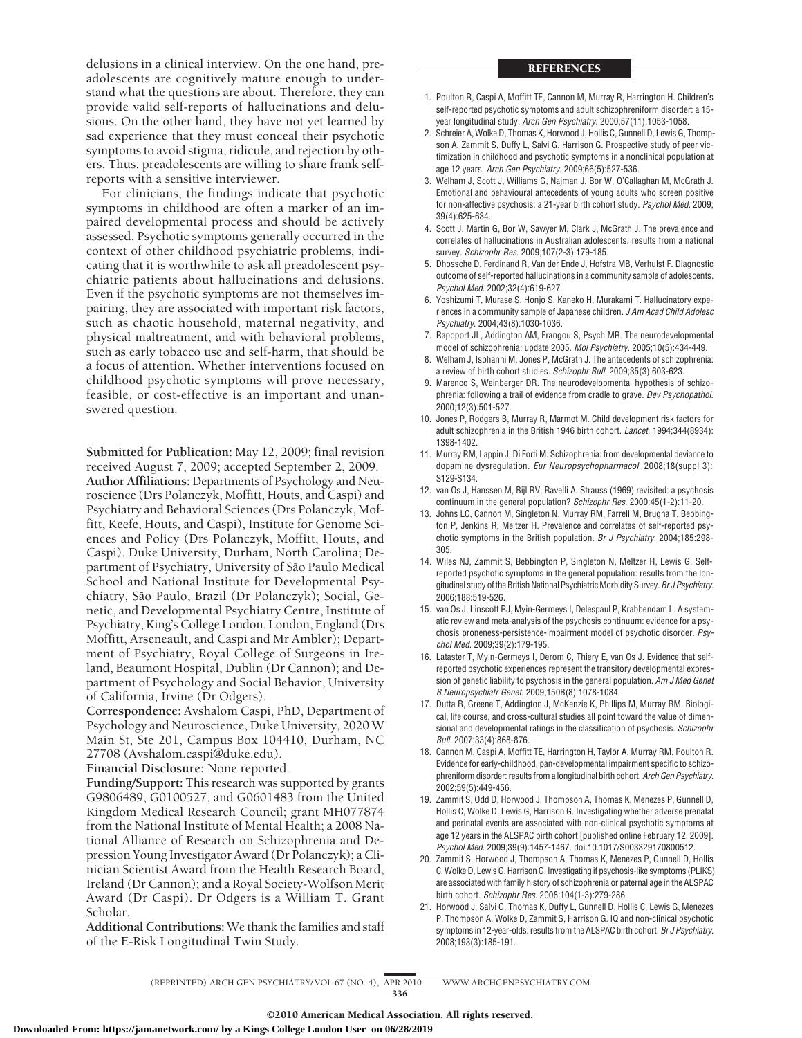delusions in a clinical interview. On the one hand, preadolescents are cognitively mature enough to understand what the questions are about. Therefore, they can provide valid self-reports of hallucinations and delusions. On the other hand, they have not yet learned by sad experience that they must conceal their psychotic symptoms to avoid stigma, ridicule, and rejection by others. Thus, preadolescents are willing to share frank self-reports with a sensitive interviewer.

For clinicians, the findings indicate that psychotic symptoms in childhood are often a marker of an impaired developmental process and should be actively assessed. Psychotic symptoms generally occurred in the context of other childhood psychiatric problems, indicating that it is worthwhile to ask all preadolescent psychiatric patients about hallucinations and delusions. Even if the psychotic symptoms are not themselves impairing, they are associated with important risk factors, such as chaotic household, maternal negativity, and physical maltreatment, and with behavioral problems, such as early tobacco use and self-harm, that should be a focus of attention. Whether interventions focused on childhood psychotic symptoms will prove necessary, feasible, or cost-effective is an important and unanswered question.

**Submitted for Publication:** May 12, 2009; final revision received August 7, 2009; accepted September 2, 2009.
**Author Affiliations:** Departments of Psychology and Neuroscience (Drs Polanczyk, Moffitt, Houts, and Caspi) and Psychiatry and Behavioral Sciences (Drs Polanczyk, Moffitt, Keefe, Houts, and Caspi), Institute for Genome Sciences and Policy (Drs Polanczyk, Moffitt, Houts, and Caspi), Duke University, Durham, North Carolina; Department of Psychiatry, University of São Paulo Medical School and National Institute for Developmental Psychiatry, São Paulo, Brazil (Dr Polanczyk); Social, Genetic, and Developmental Psychiatry Centre, Institute of Psychiatry, King's College London, London, England (Drs Moffitt, Arseneault, and Caspi and Mr Ambler); Department of Psychiatry, Royal College of Surgeons in Ireland, Beaumont Hospital, Dublin (Dr Cannon); and Department of Psychology and Social Behavior, University of California, Irvine (Dr Odgers).
**Correspondence:** Avshalom Caspi, PhD, Department of Psychology and Neuroscience, Duke University, 2020 W Main St, Ste 201, Campus Box 104410, Durham, NC 27708 (Avshalom.caspi@duke.edu).
**Financial Disclosure:** None reported.
**Funding/Support:** This research was supported by grants G9806489, G0100527, and G0601483 from the United Kingdom Medical Research Council; grant MH077874 from the National Institute of Mental Health; a 2008 National Alliance of Research on Schizophrenia and Depression Young Investigator Award (Dr Polanczyk); a Clinician Scientist Award from the Health Research Board, Ireland (Dr Cannon); and a Royal Society-Wolfson Merit Award (Dr Caspi). Dr Odgers is a William T. Grant Scholar.
**Additional Contributions:** We thank the families and staff of the E-Risk Longitudinal Twin Study.

## REFERENCES

1. Poulton R, Caspi A, Moffitt TE, Cannon M, Murray R, Harrington H. Children's self-reported psychotic symptoms and adult schizophreniform disorder: a 15-year longitudinal study. *Arch Gen Psychiatry.* 2000;57(11):1053-1058.
2. Schreier A, Wolke D, Thomas K, Horwood J, Hollis C, Gunnell D, Lewis G, Thompson A, Zammit S, Duffy L, Salvi G, Harrison G. Prospective study of peer victimization in childhood and psychotic symptoms in a nonclinical population at age 12 years. *Arch Gen Psychiatry.* 2009;66(5):527-536.
3. Welham J, Scott J, Williams G, Najman J, Bor W, O'Callaghan M, McGrath J. Emotional and behavioural antecedents of young adults who screen positive for non-affective psychosis: a 21-year birth cohort study. *Psychol Med.* 2009;39(4):625-634.
4. Scott J, Martin G, Bor W, Sawyer M, Clark J, McGrath J. The prevalence and correlates of hallucinations in Australian adolescents: results from a national survey. *Schizophr Res.* 2009;107(2-3):179-185.
5. Dhossche D, Ferdinand R, Van der Ende J, Hofstra MB, Verhulst F. Diagnostic outcome of self-reported hallucinations in a community sample of adolescents. *Psychol Med.* 2002;32(4):619-627.
6. Yoshizumi T, Murase S, Honjo S, Kaneko H, Murakami T. Hallucinatory experiences in a community sample of Japanese children. *J Am Acad Child Adolesc Psychiatry.* 2004;43(8):1030-1036.
7. Rapoport JL, Addington AM, Frangou S, Psych MR. The neurodevelopmental model of schizophrenia: update 2005. *Mol Psychiatry.* 2005;10(5):434-449.
8. Welham J, Isohanni M, Jones P, McGrath J. The antecedents of schizophrenia: a review of birth cohort studies. *Schizophr Bull.* 2009;35(3):603-623.
9. Marenco S, Weinberger DR. The neurodevelopmental hypothesis of schizophrenia: following a trail of evidence from cradle to grave. *Dev Psychopathol.* 2000;12(3):501-527.
10. Jones P, Rodgers B, Murray R, Marmot M. Child development risk factors for adult schizophrenia in the British 1946 birth cohort. *Lancet.* 1994;344(8934):1398-1402.
11. Murray RM, Lappin J, Di Forti M. Schizophrenia: from developmental deviance to dopamine dysregulation. *Eur Neuropsychopharmacol.* 2008;18(suppl 3):S129-S134.
12. van Os J, Hanssen M, Bijl RV, Ravelli A. Strauss (1969) revisited: a psychosis continuum in the general population? *Schizophr Res.* 2000;45(1-2):11-20.
13. Johns LC, Cannon M, Singleton N, Murray RM, Farrell M, Brugha T, Bebbington P, Jenkins R, Meltzer H. Prevalence and correlates of self-reported psychotic symptoms in the British population. *Br J Psychiatry.* 2004;185:298-305.
14. Wiles NJ, Zammit S, Bebbington P, Singleton N, Meltzer H, Lewis G. Self-reported psychotic symptoms in the general population: results from the longitudinal study of the British National Psychiatric Morbidity Survey. *Br J Psychiatry.* 2006;188:519-526.
15. van Os J, Linscott RJ, Myin-Germeys I, Delespaul P, Krabbendam L. A systematic review and meta-analysis of the psychosis continuum: evidence for a psychosis proneness-persistence-impairment model of psychotic disorder. *Psychol Med.* 2009;39(2):179-195.
16. Lataster T, Myin-Germeys I, Derom C, Thiery E, van Os J. Evidence that self-reported psychotic experiences represent the transitory developmental expression of genetic liability to psychosis in the general population. *Am J Med Genet B Neuropsychiatr Genet.* 2009;150B(8):1078-1084.
17. Dutta R, Greene T, Addington J, McKenzie K, Phillips M, Murray RM. Biological, life course, and cross-cultural studies all point toward the value of dimensional and developmental ratings in the classification of psychosis. *Schizophr Bull.* 2007;33(4):868-876.
18. Cannon M, Caspi A, Moffitt TE, Harrington H, Taylor A, Murray RM, Poulton R. Evidence for early-childhood, pan-developmental impairment specific to schizophreniform disorder: results from a longitudinal birth cohort. *Arch Gen Psychiatry.* 2002;59(5):449-456.
19. Zammit S, Odd D, Horwood J, Thompson A, Thomas K, Menezes P, Gunnell D, Hollis C, Wolke D, Lewis G, Harrison G. Investigating whether adverse prenatal and perinatal events are associated with non-clinical psychotic symptoms at age 12 years in the ALSPAC birth cohort [published online February 12, 2009]. *Psychol Med.* 2009;39(9):1457-1467. doi:10.1017/S0033291708005126.
20. Zammit S, Horwood J, Thompson A, Thomas K, Menezes P, Gunnell D, Hollis C, Wolke D, Lewis G, Harrison G. Investigating if psychosis-like symptoms (PLIKS) are associated with family history of schizophrenia or paternal age in the ALSPAC birth cohort. *Schizophr Res.* 2008;104(1-3):279-286.
21. Horwood J, Salvi G, Thomas K, Duffy L, Gunnell D, Hollis C, Lewis G, Menezes P, Thompson A, Wolke D, Zammit S, Harrison G. IQ and non-clinical psychotic symptoms in 12-year-olds: results from the ALSPAC birth cohort. *Br J Psychiatry.* 2008;193(3):185-191.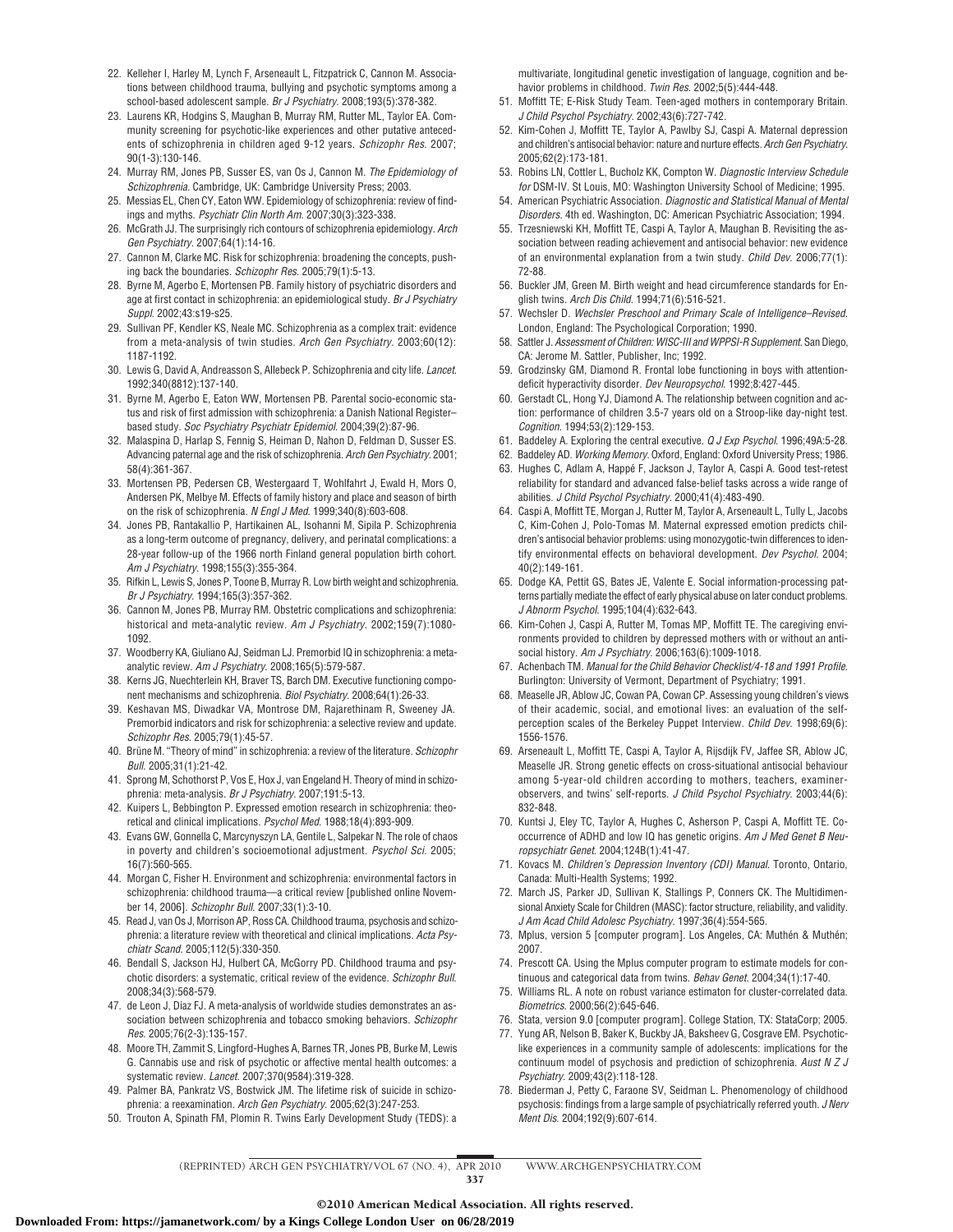22. Kelleher I, Harley M, Lynch F, Arseneault L, Fitzpatrick C, Cannon M. Associations between childhood trauma, bullying and psychotic symptoms among a school-based adolescent sample. *Br J Psychiatry*. 2008;193(5):378-382.
23. Laurens KR, Hodgins S, Maughan B, Murray RM, Rutter ML, Taylor EA. Community screening for psychotic-like experiences and other putative antecedents of schizophrenia in children aged 9-12 years. *Schizophr Res*. 2007;90(1-3):130-146.
24. Murray RM, Jones PB, Susser ES, van Os J, Cannon M. *The Epidemiology of Schizophrenia*. Cambridge, UK: Cambridge University Press; 2003.
25. Messias EL, Chen CY, Eaton WW. Epidemiology of schizophrenia: review of findings and myths. *Psychiatr Clin North Am*. 2007;30(3):323-338.
26. McGrath JJ. The surprisingly rich contours of schizophrenia epidemiology. *Arch Gen Psychiatry*. 2007;64(1):14-16.
27. Cannon M, Clarke MC. Risk for schizophrenia: broadening the concepts, pushing back the boundaries. *Schizophr Res*. 2005;79(1):5-13.
28. Byrne M, Agerbo E, Mortensen PB. Family history of psychiatric disorders and age at first contact in schizophrenia: an epidemiological study. *Br J Psychiatry Suppl*. 2002;43:s19-s25.
29. Sullivan PF, Kendler KS, Neale MC. Schizophrenia as a complex trait: evidence from a meta-analysis of twin studies. *Arch Gen Psychiatry*. 2003;60(12):1187-1192.
30. Lewis G, David A, Andreasson S, Allebeck P. Schizophrenia and city life. *Lancet*. 1992;340(8812):137-140.
31. Byrne M, Agerbo E, Eaton WW, Mortensen PB. Parental socio-economic status and risk of first admission with schizophrenia: a Danish National Register–based study. *Soc Psychiatry Psychiatr Epidemiol*. 2004;39(2):87-96.
32. Malaspina D, Harlap S, Fennig S, Heiman D, Nahon D, Feldman D, Susser ES. Advancing paternal age and the risk of schizophrenia. *Arch Gen Psychiatry*. 2001;58(4):361-367.
33. Mortensen PB, Pedersen CB, Westergaard T, Wohlfahrt J, Ewald H, Mors O, Andersen PK, Melbye M. Effects of family history and place and season of birth on the risk of schizophrenia. *N Engl J Med*. 1999;340(8):603-608.
34. Jones PB, Rantakallio P, Hartikainen AL, Isohanni M, Sipila P. Schizophrenia as a long-term outcome of pregnancy, delivery, and perinatal complications: a 28-year follow-up of the 1966 north Finland general population birth cohort. *Am J Psychiatry*. 1998;155(3):355-364.
35. Rifkin L, Lewis S, Jones P, Toone B, Murray R. Low birth weight and schizophrenia. *Br J Psychiatry*. 1994;165(3):357-362.
36. Cannon M, Jones PB, Murray RM. Obstetric complications and schizophrenia: historical and meta-analytic review. *Am J Psychiatry*. 2002;159(7):1080-1092.
37. Woodberry KA, Giuliano AJ, Seidman LJ. Premorbid IQ in schizophrenia: a meta-analytic review. *Am J Psychiatry*. 2008;165(5):579-587.
38. Kerns JG, Nuechterlein KH, Braver TS, Barch DM. Executive functioning component mechanisms and schizophrenia. *Biol Psychiatry*. 2008;64(1):26-33.
39. Keshavan MS, Diwadkar VA, Montrose DM, Rajarethinam R, Sweeney JA. Premorbid indicators and risk for schizophrenia: a selective review and update. *Schizophr Res*. 2005;79(1):45-57.
40. Brüne M. "Theory of mind" in schizophrenia: a review of the literature. *Schizophr Bull*. 2005;31(1):21-42.
41. Sprong M, Schothorst P, Vos E, Hox J, van Engeland H. Theory of mind in schizophrenia: meta-analysis. *Br J Psychiatry*. 2007;191:5-13.
42. Kuipers L, Bebbington P. Expressed emotion research in schizophrenia: theoretical and clinical implications. *Psychol Med*. 1988;18(4):893-909.
43. Evans GW, Gonnella C, Marcynyszyn LA, Gentile L, Salpekar N. The role of chaos in poverty and children's socioemotional adjustment. *Psychol Sci*. 2005;16(7):560-565.
44. Morgan C, Fisher H. Environment and schizophrenia: environmental factors in schizophrenia: childhood trauma—a critical review [published online November 14, 2006]. *Schizophr Bull*. 2007;33(1):3-10.
45. Read J, van Os J, Morrison AP, Ross CA. Childhood trauma, psychosis and schizophrenia: a literature review with theoretical and clinical implications. *Acta Psychiatr Scand*. 2005;112(5):330-350.
46. Bendall S, Jackson HJ, Hulbert CA, McGorry PD. Childhood trauma and psychotic disorders: a systematic, critical review of the evidence. *Schizophr Bull*. 2008;34(3):568-579.
47. de Leon J, Diaz FJ. A meta-analysis of worldwide studies demonstrates an association between schizophrenia and tobacco smoking behaviors. *Schizophr Res*. 2005;76(2-3):135-157.
48. Moore TH, Zammit S, Lingford-Hughes A, Barnes TR, Jones PB, Burke M, Lewis G. Cannabis use and risk of psychotic or affective mental health outcomes: a systematic review. *Lancet*. 2007;370(9584):319-328.
49. Palmer BA, Pankratz VS, Bostwick JM. The lifetime risk of suicide in schizophrenia: a reexamination. *Arch Gen Psychiatry*. 2005;62(3):247-253.
50. Trouton A, Spinath FM, Plomin R. Twins Early Development Study (TEDS): a multivariate, longitudinal genetic investigation of language, cognition and behavior problems in childhood. *Twin Res*. 2002;5(5):444-448.
51. Moffitt TE; E-Risk Study Team. Teen-aged mothers in contemporary Britain. *J Child Psychol Psychiatry*. 2002;43(6):727-742.
52. Kim-Cohen J, Moffitt TE, Taylor A, Pawlby SJ, Caspi A. Maternal depression and children's antisocial behavior: nature and nurture effects. *Arch Gen Psychiatry*. 2005;62(2):173-181.
53. Robins LN, Cottler L, Bucholz KK, Compton W. *Diagnostic Interview Schedule for* DSM-IV. St Louis, MO: Washington University School of Medicine; 1995.
54. American Psychiatric Association. *Diagnostic and Statistical Manual of Mental Disorders*. 4th ed. Washington, DC: American Psychiatric Association; 1994.
55. Trzesniewski KH, Moffitt TE, Caspi A, Taylor A, Maughan B. Revisiting the association between reading achievement and antisocial behavior: new evidence of an environmental explanation from a twin study. *Child Dev*. 2006;77(1):72-88.
56. Buckler JM, Green M. Birth weight and head circumference standards for English twins. *Arch Dis Child*. 1994;71(6):516-521.
57. Wechsler D. *Wechsler Preschool and Primary Scale of Intelligence–Revised*. London, England: The Psychological Corporation; 1990.
58. Sattler J. *Assessment of Children: WISC-III and WPPSI-R Supplement*. San Diego, CA: Jerome M. Sattler, Publisher, Inc; 1992.
59. Grodzinsky GM, Diamond R. Frontal lobe functioning in boys with attention-deficit hyperactivity disorder. *Dev Neuropsychol*. 1992;8:427-445.
60. Gerstadt CL, Hong YJ, Diamond A. The relationship between cognition and action: performance of children 3.5-7 years old on a Stroop-like day-night test. *Cognition*. 1994;53(2):129-153.
61. Baddeley A. Exploring the central executive. *Q J Exp Psychol*. 1996;49A:5-28.
62. Baddeley AD. *Working Memory*. Oxford, England: Oxford University Press; 1986.
63. Hughes C, Adlam A, Happé F, Jackson J, Taylor A, Caspi A. Good test-retest reliability for standard and advanced false-belief tasks across a wide range of abilities. *J Child Psychol Psychiatry*. 2000;41(4):483-490.
64. Caspi A, Moffitt TE, Morgan J, Rutter M, Taylor A, Arseneault L, Tully L, Jacobs C, Kim-Cohen J, Polo-Tomas M. Maternal expressed emotion predicts children's antisocial behavior problems: using monozygotic-twin differences to identify environmental effects on behavioral development. *Dev Psychol*. 2004;40(2):149-161.
65. Dodge KA, Pettit GS, Bates JE, Valente E. Social information-processing patterns partially mediate the effect of early physical abuse on later conduct problems. *J Abnorm Psychol*. 1995;104(4):632-643.
66. Kim-Cohen J, Caspi A, Rutter M, Tomas MP, Moffitt TE. The caregiving environments provided to children by depressed mothers with or without an antisocial history. *Am J Psychiatry*. 2006;163(6):1009-1018.
67. Achenbach TM. *Manual for the Child Behavior Checklist/4-18 and 1991 Profile*. Burlington: University of Vermont, Department of Psychiatry; 1991.
68. Measelle JR, Ablow JC, Cowan PA, Cowan CP. Assessing young children's views of their academic, social, and emotional lives: an evaluation of the self-perception scales of the Berkeley Puppet Interview. *Child Dev*. 1998;69(6):1556-1576.
69. Arseneault L, Moffitt TE, Caspi A, Taylor A, Rijsdijk FV, Jaffee SR, Ablow JC, Measelle JR. Strong genetic effects on cross-situational antisocial behaviour among 5-year-old children according to mothers, teachers, examiner-observers, and twins' self-reports. *J Child Psychol Psychiatry*. 2003;44(6):832-848.
70. Kuntsi J, Eley TC, Taylor A, Hughes C, Asherson P, Caspi A, Moffitt TE. Co-occurrence of ADHD and low IQ has genetic origins. *Am J Med Genet B Neuropsychiatr Genet*. 2004;124B(1):41-47.
71. Kovacs M. *Children's Depression Inventory (CDI) Manual*. Toronto, Ontario, Canada: Multi-Health Systems; 1992.
72. March JS, Parker JD, Sullivan K, Stallings P, Conners CK. The Multidimensional Anxiety Scale for Children (MASC): factor structure, reliability, and validity. *J Am Acad Child Adolesc Psychiatry*. 1997;36(4):554-565.
73. Mplus, version 5 [computer program]. Los Angeles, CA: Muthén & Muthén; 2007.
74. Prescott CA. Using the Mplus computer program to estimate models for continuous and categorical data from twins. *Behav Genet*. 2004;34(1):17-40.
75. Williams RL. A note on robust variance estimation for cluster-correlated data. *Biometrics*. 2000;56(2):645-646.
76. Stata, version 9.0 [computer program]. College Station, TX: StataCorp; 2005.
77. Yung AR, Nelson B, Baker K, Buckby JA, Baksheev G, Cosgrave EM. Psychotic-like experiences in a community sample of adolescents: implications for the continuum model of psychosis and prediction of schizophrenia. *Aust N Z J Psychiatry*. 2009;43(2):118-128.
78. Biederman J, Petty C, Faraone SV, Seidman L. Phenomenology of childhood psychosis: findings from a large sample of psychiatrically referred youth. *J Nerv Ment Dis*. 2004;192(9):607-614.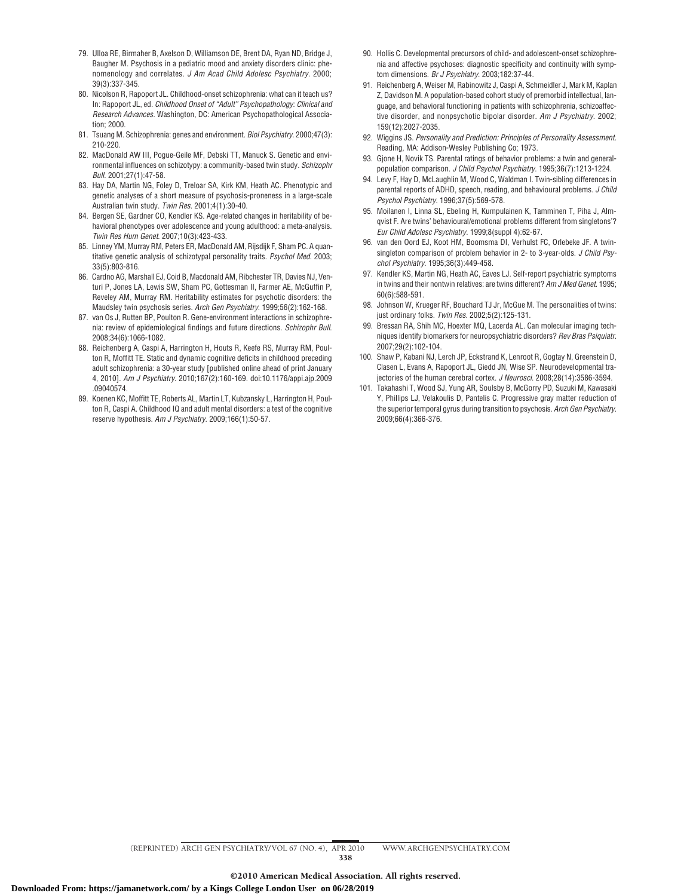79. Ulloa RE, Birmaher B, Axelson D, Williamson DE, Brent DA, Ryan ND, Bridge J, Baugher M. Psychosis in a pediatric mood and anxiety disorders clinic: phenomenology and correlates. *J Am Acad Child Adolesc Psychiatry*. 2000; 39(3):337-345.
80. Nicolson R, Rapoport JL. Childhood-onset schizophrenia: what can it teach us? In: Rapoport JL, ed. *Childhood Onset of "Adult" Psychopathology: Clinical and Research Advances*. Washington, DC: American Psychopathological Association; 2000.
81. Tsuang M. Schizophrenia: genes and environment. *Biol Psychiatry*. 2000;47(3): 210-220.
82. MacDonald AW III, Pogue-Geile MF, Debski TT, Manuck S. Genetic and environmental influences on schizotypy: a community-based twin study. *Schizophr Bull*. 2001;27(1):47-58.
83. Hay DA, Martin NG, Foley D, Treloar SA, Kirk KM, Heath AC. Phenotypic and genetic analyses of a short measure of psychosis-proneness in a large-scale Australian twin study. *Twin Res*. 2001;4(1):30-40.
84. Bergen SE, Gardner CO, Kendler KS. Age-related changes in heritability of behavioral phenotypes over adolescence and young adulthood: a meta-analysis. *Twin Res Hum Genet*. 2007;10(3):423-433.
85. Linney YM, Murray RM, Peters ER, MacDonald AM, Rijsdijk F, Sham PC. A quantitative genetic analysis of schizotypal personality traits. *Psychol Med*. 2003; 33(5):803-816.
86. Cardno AG, Marshall EJ, Coid B, Macdonald AM, Ribchester TR, Davies NJ, Venturi P, Jones LA, Lewis SW, Sham PC, Gottesman II, Farmer AE, McGuffin P, Reveley AM, Murray RM. Heritability estimates for psychotic disorders: the Maudsley twin psychosis series. *Arch Gen Psychiatry*. 1999;56(2):162-168.
87. van Os J, Rutten BP, Poulton R. Gene-environment interactions in schizophrenia: review of epidemiological findings and future directions. *Schizophr Bull*. 2008;34(6):1066-1082.
88. Reichenberg A, Caspi A, Harrington H, Houts R, Keefe RS, Murray RM, Poulton R, Moffitt TE. Static and dynamic cognitive deficits in childhood preceding adult schizophrenia: a 30-year study [published online ahead of print January 4, 2010]. *Am J Psychiatry*. 2010;167(2):160-169. doi:10.1176/appi.ajp.2009.09040574.
89. Koenen KC, Moffitt TE, Roberts AL, Martin LT, Kubzansky L, Harrington H, Poulton R, Caspi A. Childhood IQ and adult mental disorders: a test of the cognitive reserve hypothesis. *Am J Psychiatry*. 2009;166(1):50-57.
90. Hollis C. Developmental precursors of child- and adolescent-onset schizophrenia and affective psychoses: diagnostic specificity and continuity with symptom dimensions. *Br J Psychiatry*. 2003;182:37-44.
91. Reichenberg A, Weiser M, Rabinowitz J, Caspi A, Schmeidler J, Mark M, Kaplan Z, Davidson M. A population-based cohort study of premorbid intellectual, language, and behavioral functioning in patients with schizophrenia, schizoaffective disorder, and nonpsychotic bipolar disorder. *Am J Psychiatry*. 2002; 159(12):2027-2035.
92. Wiggins JS. *Personality and Prediction: Principles of Personality Assessment*. Reading, MA: Addison-Wesley Publishing Co; 1973.
93. Gjone H, Novik TS. Parental ratings of behavior problems: a twin and general-population comparison. *J Child Psychol Psychiatry*. 1995;36(7):1213-1224.
94. Levy F, Hay D, McLaughlin M, Wood C, Waldman I. Twin-sibling differences in parental reports of ADHD, speech, reading, and behavioural problems. *J Child Psychol Psychiatry*. 1996;37(5):569-578.
95. Moilanen I, Linna SL, Ebeling H, Kumpulainen K, Tamminen T, Piha J, Almqvist F. Are twins' behavioural/emotional problems different from singletons'? *Eur Child Adolesc Psychiatry*. 1999;8(suppl 4):62-67.
96. van den Oord EJ, Koot HM, Boomsma DI, Verhulst FC, Orlebeke JF. A twin-singleton comparison of problem behavior in 2- to 3-year-olds. *J Child Psychol Psychiatry*. 1995;36(3):449-458.
97. Kendler KS, Martin NG, Heath AC, Eaves LJ. Self-report psychiatric symptoms in twins and their nontwin relatives: are twins different? *Am J Med Genet*. 1995; 60(6):588-591.
98. Johnson W, Krueger RF, Bouchard TJ Jr, McGue M. The personalities of twins: just ordinary folks. *Twin Res*. 2002;5(2):125-131.
99. Bressan RA, Shih MC, Hoexter MQ, Lacerda AL. Can molecular imaging techniques identify biomarkers for neuropsychiatric disorders? *Rev Bras Psiquiatr*. 2007;29(2):102-104.
100. Shaw P, Kabani NJ, Lerch JP, Eckstrand K, Lenroot R, Gogtay N, Greenstein D, Clasen L, Evans A, Rapoport JL, Giedd JN, Wise SP. Neurodevelopmental trajectories of the human cerebral cortex. *J Neurosci*. 2008;28(14):3586-3594.
101. Takahashi T, Wood SJ, Yung AR, Soulsby B, McGorry PD, Suzuki M, Kawasaki Y, Phillips LJ, Velakoulis D, Pantelis C. Progressive gray matter reduction of the superior temporal gyrus during transition to psychosis. *Arch Gen Psychiatry*. 2009;66(4):366-376.

©2010 American Medical Association. All rights reserved.